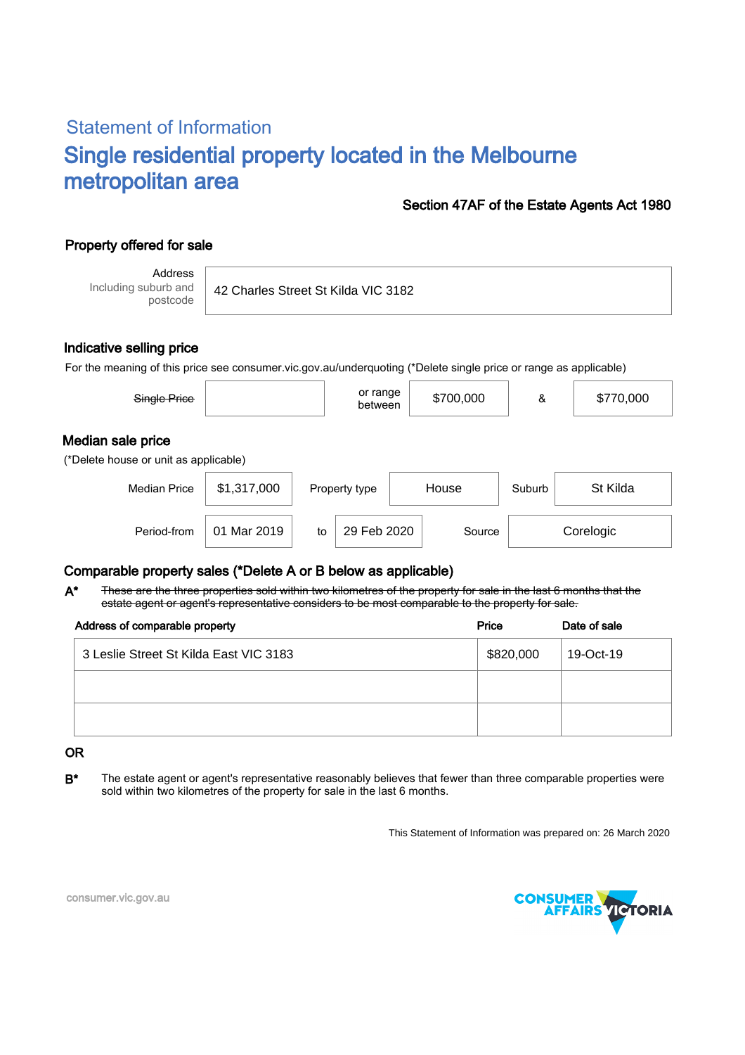## Statement of Information

# Single residential property located in the Melbourne metropolitan area

**Section 47AF of the Estate Agents Act 1980**

### Property offered for sale

| Address Including suburb and postcode | 42 Charles Street St Kilda VIC 3182 |
|---|---|

### Indicative selling price

For the meaning of this price see consumer.vic.gov.au/underquoting (*Delete single price or range as applicable)

| ~~Single Price~~ | | or range between | $700,000 | & | $770,000 |
|---|---|---|---|---|---|

### Median sale price

(*Delete house or unit as applicable)

| Median Price | $1,317,000 | Property type | House | Suburb | St Kilda |
|---|---|---|---|---|---|
| Period-from | 01 Mar 2019 | to | 29 Feb 2020 | Source | Corelogic |

### Comparable property sales (*Delete A or B below as applicable)

**A*** ~~These are the three properties sold within two kilometres of the property for sale in the last 6 months that the estate agent or agent's representative considers to be most comparable to the property for sale.~~

| Address of comparable property | Price | Date of sale |
|---|---|---|
| 3 Leslie Street St Kilda East VIC 3183 | $820,000 | 19-Oct-19 |
| | | |
| | | |

**OR**

**B*** The estate agent or agent's representative reasonably believes that fewer than three comparable properties were sold within two kilometres of the property for sale in the last 6 months.

This Statement of Information was prepared on: 26 March 2020

consumer.vic.gov.au

CONSUMER AFFAIRS VICTORIA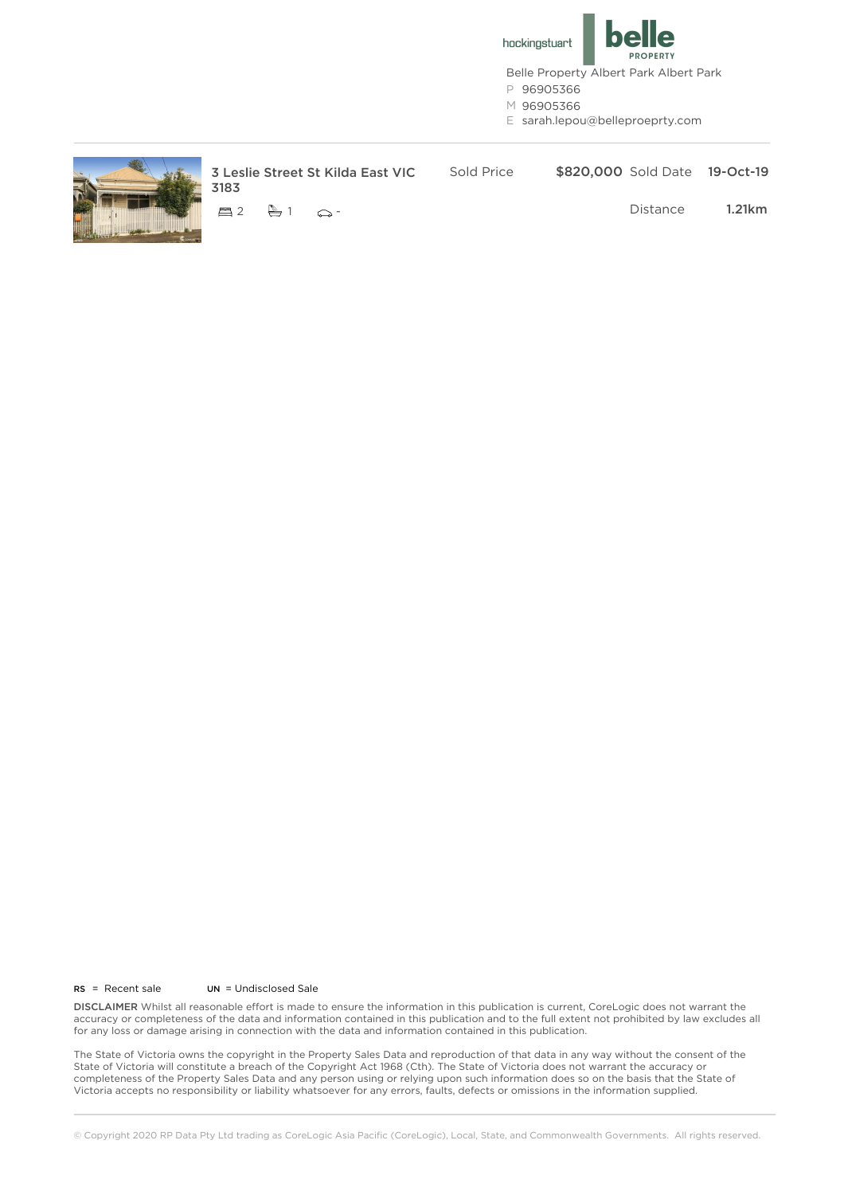hockingstuart belle PROPERTY

Belle Property Albert Park Albert Park

P 96905366

M 96905366

E sarah.lepou@belleproerpty.com

| | | | | |
|---|---|---|---|---|
| 3 Leslie Street St Kilda East VIC 3183 | Sold Price | $820,000 | Sold Date | 19-Oct-19 |
| 2 bed, 1 bath, - car | | | Distance | 1.21km |

**RS** = Recent sale **UN** = Undisclosed Sale

**DISCLAIMER** Whilst all reasonable effort is made to ensure the information in this publication is current, CoreLogic does not warrant the accuracy or completeness of the data and information contained in this publication and to the full extent not prohibited by law excludes all for any loss or damage arising in connection with the data and information contained in this publication.

The State of Victoria owns the copyright in the Property Sales Data and reproduction of that data in any way without the consent of the State of Victoria will constitute a breach of the Copyright Act 1968 (Cth). The State of Victoria does not warrant the accuracy or completeness of the Property Sales Data and any person using or relying upon such information does so on the basis that the State of Victoria accepts no responsibility or liability whatsoever for any errors, faults, defects or omissions in the information supplied.

© Copyright 2020 RP Data Pty Ltd trading as CoreLogic Asia Pacific (CoreLogic), Local, State, and Commonwealth Governments. All rights reserved.